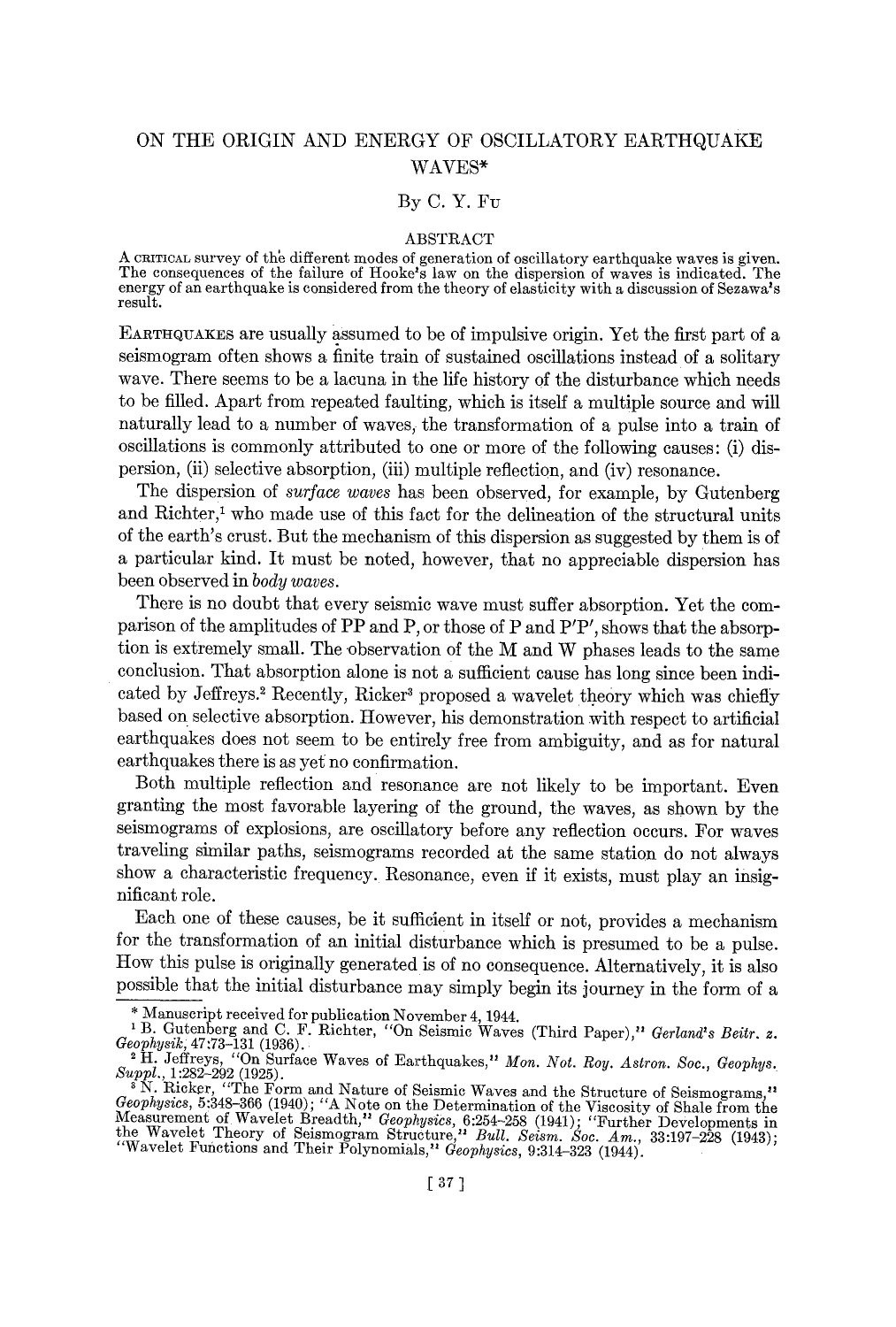# ON THE ORIGIN AND ENERGY OF OSCILLATORY EARTHQUAKE WAVES*

By C. Y. Fu

## ABSTRACT

A critical survey of the different modes of generation of oscillatory earthquake waves is given. The consequences of the failure of Hooke's law on the dispersion of waves is indicated. The energy of an earthquake is considered from the theory of elasticity with a discussion of Sezawa's result.

Earthquakes are usually assumed to be of impulsive origin. Yet the first part of a seismogram often shows a finite train of sustained oscillations instead of a solitary wave. There seems to be a lacuna in the life history of the disturbance which needs to be filled. Apart from repeated faulting, which is itself a multiple source and will naturally lead to a number of waves, the transformation of a pulse into a train of oscillations is commonly attributed to one or more of the following causes: (i) dispersion, (ii) selective absorption, (iii) multiple reflection, and (iv) resonance.

The dispersion of *surface waves* has been observed, for example, by Gutenberg and Richter,[1] who made use of this fact for the delineation of the structural units of the earth's crust. But the mechanism of this dispersion as suggested by them is of a particular kind. It must be noted, however, that no appreciable dispersion has been observed in *body waves.*

There is no doubt that every seismic wave must suffer absorption. Yet the comparison of the amplitudes of PP and P, or those of P and P′P′, shows that the absorption is extremely small. The observation of the M and W phases leads to the same conclusion. That absorption alone is not a sufficient cause has long since been indicated by Jeffreys.[2] Recently, Ricker[3] proposed a wavelet theory which was chiefly based on selective absorption. However, his demonstration with respect to artificial earthquakes does not seem to be entirely free from ambiguity, and as for natural earthquakes there is as yet no confirmation.

Both multiple reflection and resonance are not likely to be important. Even granting the most favorable layering of the ground, the waves, as shown by the seismograms of explosions, are oscillatory before any reflection occurs. For waves traveling similar paths, seismograms recorded at the same station do not always show a characteristic frequency. Resonance, even if it exists, must play an insignificant role.

Each one of these causes, be it sufficient in itself or not, provides a mechanism for the transformation of an initial disturbance which is presumed to be a pulse. How this pulse is originally generated is of no consequence. Alternatively, it is also possible that the initial disturbance may simply begin its journey in the form of a

---

\* Manuscript received for publication November 4, 1944.

[1] B. Gutenberg and C. F. Richter, "On Seismic Waves (Third Paper)," *Gerland's Beitr. z. Geophysik,* 47:73–131 (1936).

[2] H. Jeffreys, "On Surface Waves of Earthquakes," *Mon. Not. Roy. Astron. Soc., Geophys. Suppl.,* 1:282–292 (1925).

[3] N. Ricker, "The Form and Nature of Seismic Waves and the Structure of Seismograms," *Geophysics,* 5:348–366 (1940); "A Note on the Determination of the Viscosity of Shale from the Measurement of Wavelet Breadth," *Geophysics,* 6:254–258 (1941); "Further Developments in the Wavelet Theory of Seismogram Structure," *Bull. Seism. Soc. Am.,* 33:197–228 (1943); "Wavelet Functions and Their Polynomials," *Geophysics,* 9:314–323 (1944).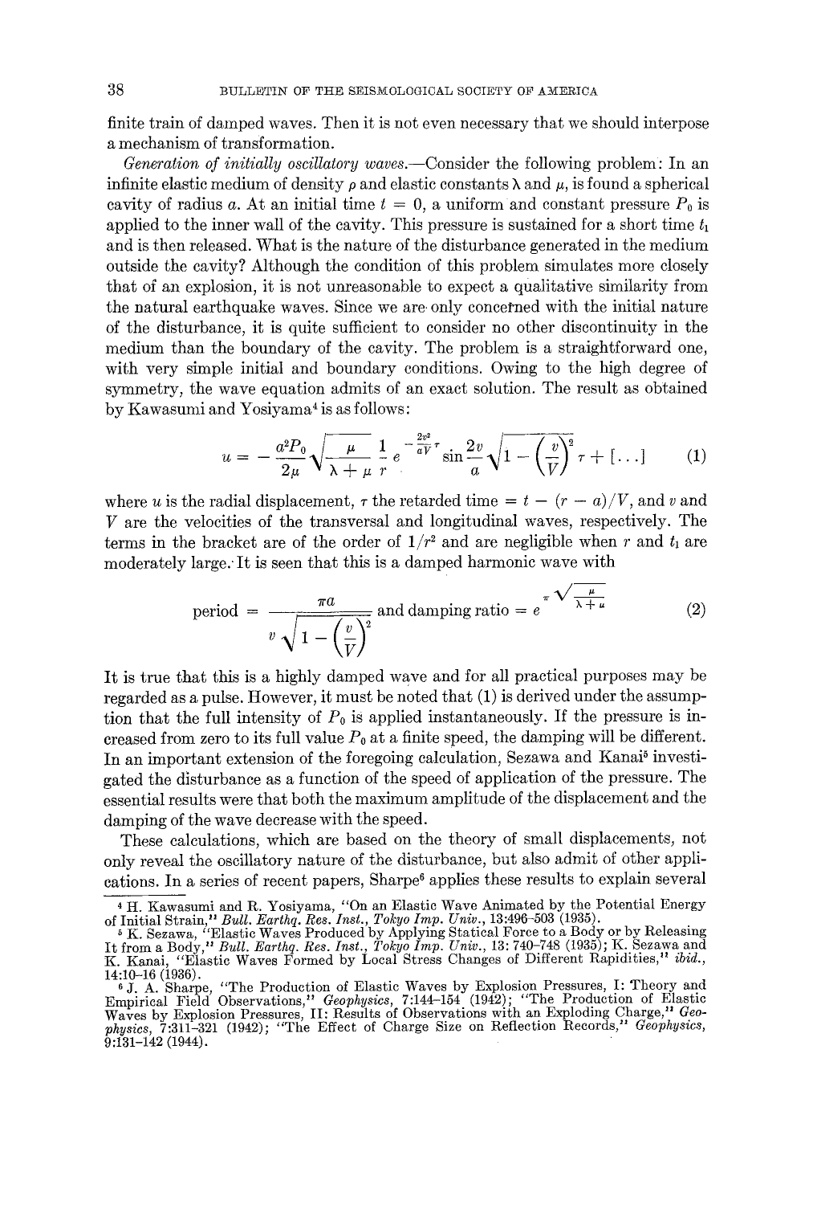finite train of damped waves. Then it is not even necessary that we should interpose a mechanism of transformation.

*Generation of initially oscillatory waves.*—Consider the following problem: In an infinite elastic medium of density $\rho$ and elastic constants $\lambda$ and $\mu$, is found a spherical cavity of radius $a$. At an initial time $t = 0$, a uniform and constant pressure $P_0$ is applied to the inner wall of the cavity. This pressure is sustained for a short time $t_1$ and is then released. What is the nature of the disturbance generated in the medium outside the cavity? Although the condition of this problem simulates more closely that of an explosion, it is not unreasonable to expect a qualitative similarity from the natural earthquake waves. Since we are only concerned with the initial nature of the disturbance, it is quite sufficient to consider no other discontinuity in the medium than the boundary of the cavity. The problem is a straightforward one, with very simple initial and boundary conditions. Owing to the high degree of symmetry, the wave equation admits of an exact solution. The result as obtained by Kawasumi and Yosiyama[4] is as follows:

$$u = -\frac{a^2 P_0}{2\mu}\sqrt{\frac{\mu}{\lambda+\mu}}\,\frac{1}{r}\,e^{-\frac{2v^2}{aV}\tau}\sin\frac{2v}{a}\sqrt{1-\left(\frac{v}{V}\right)^2}\,\tau + [\ldots] \tag{1}$$

where $u$ is the radial displacement, $\tau$ the retarded time $= t - (r - a)/V$, and $v$ and $V$ are the velocities of the transversal and longitudinal waves, respectively. The terms in the bracket are of the order of $1/r^2$ and are negligible when $r$ and $t_1$ are moderately large. It is seen that this is a damped harmonic wave with

$$\text{period} = \frac{\pi a}{v\sqrt{1-\left(\frac{v}{V}\right)^2}} \text{ and damping ratio} = e^{\pi\sqrt{\frac{\mu}{\lambda+\mu}}} \tag{2}$$

It is true that this is a highly damped wave and for all practical purposes may be regarded as a pulse. However, it must be noted that (1) is derived under the assumption that the full intensity of $P_0$ is applied instantaneously. If the pressure is increased from zero to its full value $P_0$ at a finite speed, the damping will be different. In an important extension of the foregoing calculation, Sezawa and Kanai[5] investigated the disturbance as a function of the speed of application of the pressure. The essential results were that both the maximum amplitude of the displacement and the damping of the wave decrease with the speed.

These calculations, which are based on the theory of small displacements, not only reveal the oscillatory nature of the disturbance, but also admit of other applications. In a series of recent papers, Sharpe[6] applies these results to explain several

---

[4] H. Kawasumi and R. Yosiyama, "On an Elastic Wave Animated by the Potential Energy of Initial Strain," *Bull. Earthq. Res. Inst., Tokyo Imp. Univ.*, 13:496–503 (1935).

[5] K. Sezawa, "Elastic Waves Produced by Applying Statical Force to a Body or by Releasing It from a Body," *Bull. Earthq. Res. Inst., Tokyo Imp. Univ.*, 13: 740–748 (1935); K. Sezawa and K. Kanai, "Elastic Waves Formed by Local Stress Changes of Different Rapidities," *ibid.*, 14:10–16 (1936).

[6] J. A. Sharpe, "The Production of Elastic Waves by Explosion Pressures, I: Theory and Empirical Field Observations," *Geophysics*, 7:144–154 (1942); "The Production of Elastic Waves by Explosion Pressures, II: Results of Observations with an Exploding Charge," *Geophysics*, 7:311–321 (1942); "The Effect of Charge Size on Reflection Records," *Geophysics*, 9:131–142 (1944).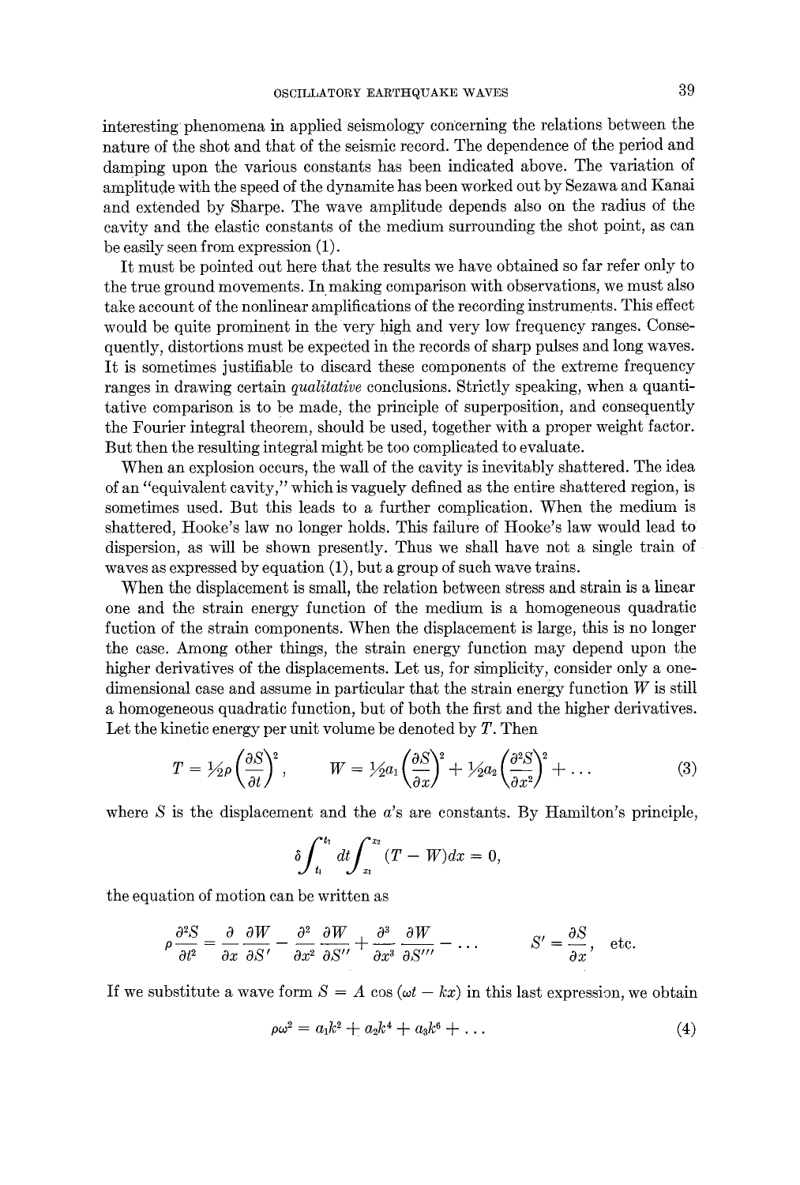interesting phenomena in applied seismology concerning the relations between the nature of the shot and that of the seismic record. The dependence of the period and damping upon the various constants has been indicated above. The variation of amplitude with the speed of the dynamite has been worked out by Sezawa and Kanai and extended by Sharpe. The wave amplitude depends also on the radius of the cavity and the elastic constants of the medium surrounding the shot point, as can be easily seen from expression (1).

It must be pointed out here that the results we have obtained so far refer only to the true ground movements. In making comparison with observations, we must also take account of the nonlinear amplifications of the recording instruments. This effect would be quite prominent in the very high and very low frequency ranges. Consequently, distortions must be expected in the records of sharp pulses and long waves. It is sometimes justifiable to discard these components of the extreme frequency ranges in drawing certain *qualitative* conclusions. Strictly speaking, when a quantitative comparison is to be made, the principle of superposition, and consequently the Fourier integral theorem, should be used, together with a proper weight factor. But then the resulting integral might be too complicated to evaluate.

When an explosion occurs, the wall of the cavity is inevitably shattered. The idea of an "equivalent cavity," which is vaguely defined as the entire shattered region, is sometimes used. But this leads to a further complication. When the medium is shattered, Hooke's law no longer holds. This failure of Hooke's law would lead to dispersion, as will be shown presently. Thus we shall have not a single train of waves as expressed by equation (1), but a group of such wave trains.

When the displacement is small, the relation between stress and strain is a linear one and the strain energy function of the medium is a homogeneous quadratic fuction of the strain components. When the displacement is large, this is no longer the case. Among other things, the strain energy function may depend upon the higher derivatives of the displacements. Let us, for simplicity, consider only a one-dimensional case and assume in particular that the strain energy function $W$ is still a homogeneous quadratic function, but of both the first and the higher derivatives. Let the kinetic energy per unit volume be denoted by $T$. Then

$$T = \tfrac{1}{2}\rho\left(\frac{\partial S}{\partial t}\right)^2, \qquad W = \tfrac{1}{2}a_1\left(\frac{\partial S}{\partial x}\right)^2 + \tfrac{1}{2}a_2\left(\frac{\partial^2 S}{\partial x^2}\right)^2 + \dots \tag{3}$$

where $S$ is the displacement and the $a$'s are constants. By Hamilton's principle,

$$\delta \int_{t_1}^{t_2} dt \int_{x_1}^{x_2} (T - W)\,dx = 0,$$

the equation of motion can be written as

$$\rho \frac{\partial^2 S}{\partial t^2} = \frac{\partial}{\partial x}\frac{\partial W}{\partial S'} - \frac{\partial^2}{\partial x^2}\frac{\partial W}{\partial S''} + \frac{\partial^3}{\partial x^3}\frac{\partial W}{\partial S'''} - \dots \qquad S' = \frac{\partial S}{\partial x}, \quad \text{etc.}$$

If we substitute a wave form $S = A \cos(\omega t - kx)$ in this last expression, we obtain

$$\rho\omega^2 = a_1 k^2 + a_2 k^4 + a_3 k^6 + \dots \tag{4}$$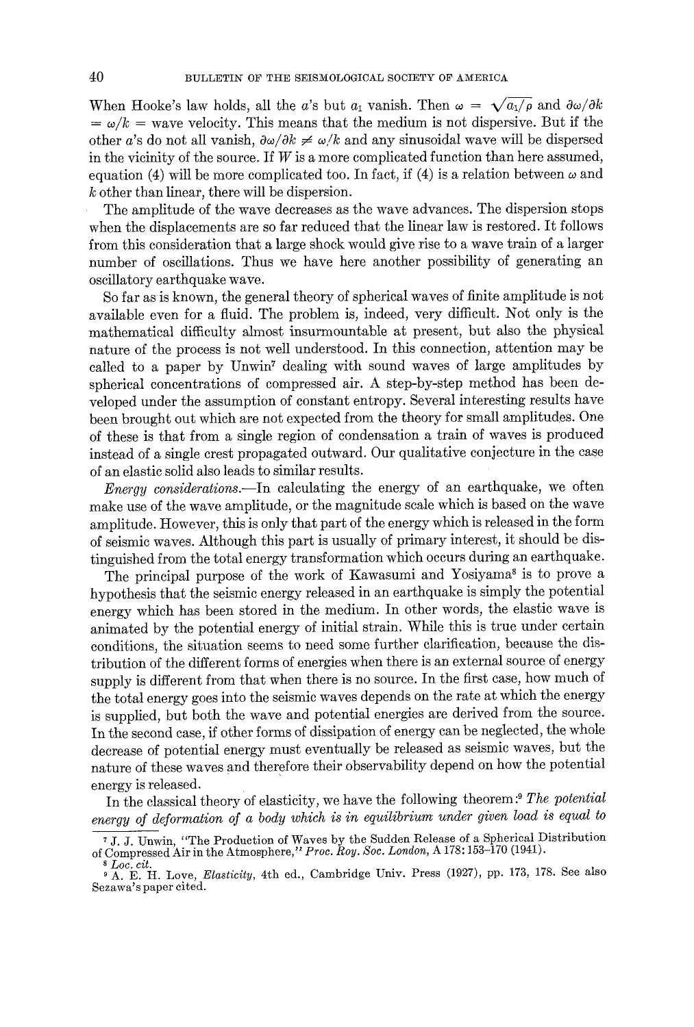When Hooke's law holds, all the $a$'s but $a_1$ vanish. Then $\omega = \sqrt{a_1/\rho}$ and $\partial\omega/\partial k = \omega/k$ = wave velocity. This means that the medium is not dispersive. But if the other $a$'s do not all vanish, $\partial\omega/\partial k \neq \omega/k$ and any sinusoidal wave will be dispersed in the vicinity of the source. If $W$ is a more complicated function than here assumed, equation (4) will be more complicated too. In fact, if (4) is a relation between $\omega$ and $k$ other than linear, there will be dispersion.

The amplitude of the wave decreases as the wave advances. The dispersion stops when the displacements are so far reduced that the linear law is restored. It follows from this consideration that a large shock would give rise to a wave train of a larger number of oscillations. Thus we have here another possibility of generating an oscillatory earthquake wave.

So far as is known, the general theory of spherical waves of finite amplitude is not available even for a fluid. The problem is, indeed, very difficult. Not only is the mathematical difficulty almost insurmountable at present, but also the physical nature of the process is not well understood. In this connection, attention may be called to a paper by Unwin[7] dealing with sound waves of large amplitudes by spherical concentrations of compressed air. A step-by-step method has been developed under the assumption of constant entropy. Several interesting results have been brought out which are not expected from the theory for small amplitudes. One of these is that from a single region of condensation a train of waves is produced instead of a single crest propagated outward. Our qualitative conjecture in the case of an elastic solid also leads to similar results.

*Energy considerations.*—In calculating the energy of an earthquake, we often make use of the wave amplitude, or the magnitude scale which is based on the wave amplitude. However, this is only that part of the energy which is released in the form of seismic waves. Although this part is usually of primary interest, it should be distinguished from the total energy transformation which occurs during an earthquake.

The principal purpose of the work of Kawasumi and Yosiyama[8] is to prove a hypothesis that the seismic energy released in an earthquake is simply the potential energy which has been stored in the medium. In other words, the elastic wave is animated by the potential energy of initial strain. While this is true under certain conditions, the situation seems to need some further clarification, because the distribution of the different forms of energies when there is an external source of energy supply is different from that when there is no source. In the first case, how much of the total energy goes into the seismic waves depends on the rate at which the energy is supplied, but both the wave and potential energies are derived from the source. In the second case, if other forms of dissipation of energy can be neglected, the whole decrease of potential energy must eventually be released as seismic waves, but the nature of these waves and therefore their observability depend on how the potential energy is released.

In the classical theory of elasticity, we have the following theorem:[9] *The potential energy of deformation of a body which is in equilibrium under given load is equal to*

---

[7] J. J. Unwin, "The Production of Waves by the Sudden Release of a Spherical Distribution of Compressed Air in the Atmosphere," *Proc. Roy. Soc. London*, A 178: 153–170 (1941).

[8] *Loc. cit.*

[9] A. E. H. Love, *Elasticity*, 4th ed., Cambridge Univ. Press (1927), pp. 173, 178. See also Sezawa's paper cited.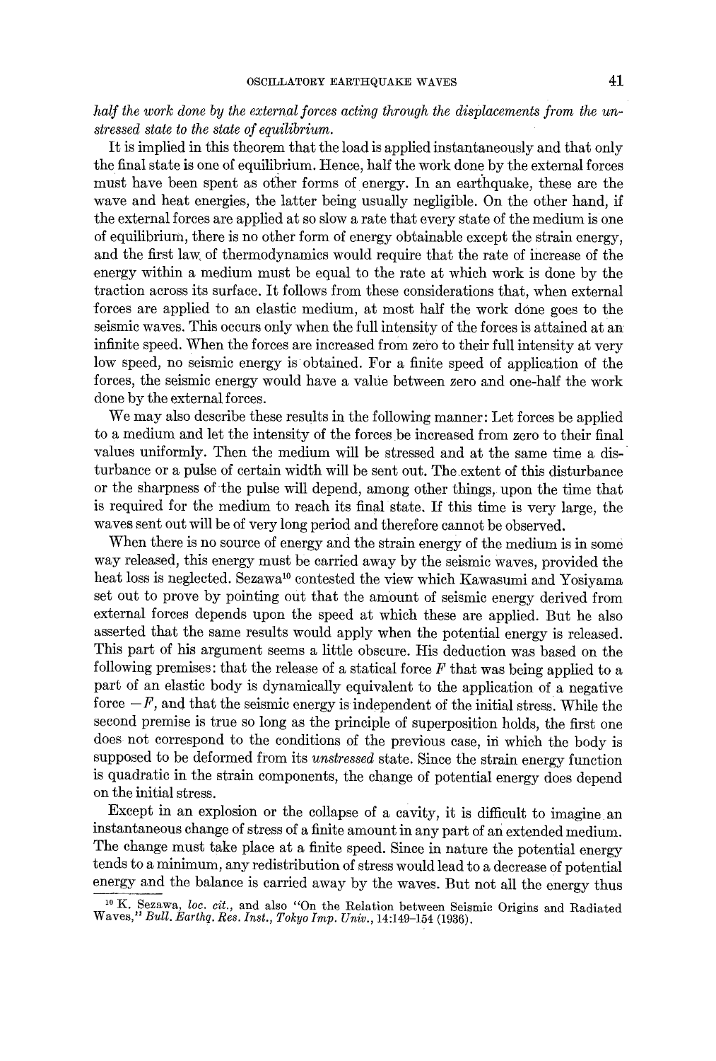*half the work done by the external forces acting through the displacements from the unstressed state to the state of equilibrium.*

It is implied in this theorem that the load is applied instantaneously and that only the final state is one of equilibrium. Hence, half the work done by the external forces must have been spent as other forms of energy. In an earthquake, these are the wave and heat energies, the latter being usually negligible. On the other hand, if the external forces are applied at so slow a rate that every state of the medium is one of equilibrium, there is no other form of energy obtainable except the strain energy, and the first law of thermodynamics would require that the rate of increase of the energy within a medium must be equal to the rate at which work is done by the traction across its surface. It follows from these considerations that, when external forces are applied to an elastic medium, at most half the work done goes to the seismic waves. This occurs only when the full intensity of the forces is attained at an infinite speed. When the forces are increased from zero to their full intensity at very low speed, no seismic energy is obtained. For a finite speed of application of the forces, the seismic energy would have a value between zero and one-half the work done by the external forces.

We may also describe these results in the following manner: Let forces be applied to a medium and let the intensity of the forces be increased from zero to their final values uniformly. Then the medium will be stressed and at the same time a disturbance or a pulse of certain width will be sent out. The extent of this disturbance or the sharpness of the pulse will depend, among other things, upon the time that is required for the medium to reach its final state. If this time is very large, the waves sent out will be of very long period and therefore cannot be observed.

When there is no source of energy and the strain energy of the medium is in some way released, this energy must be carried away by the seismic waves, provided the heat loss is neglected. Sezawa[10] contested the view which Kawasumi and Yosiyama set out to prove by pointing out that the amount of seismic energy derived from external forces depends upon the speed at which these are applied. But he also asserted that the same results would apply when the potential energy is released. This part of his argument seems a little obscure. His deduction was based on the following premises: that the release of a statical force $F$ that was being applied to a part of an elastic body is dynamically equivalent to the application of a negative force $-F$, and that the seismic energy is independent of the initial stress. While the second premise is true so long as the principle of superposition holds, the first one does not correspond to the conditions of the previous case, in which the body is supposed to be deformed from its *unstressed* state. Since the strain energy function is quadratic in the strain components, the change of potential energy does depend on the initial stress.

Except in an explosion or the collapse of a cavity, it is difficult to imagine an instantaneous change of stress of a finite amount in any part of an extended medium. The change must take place at a finite speed. Since in nature the potential energy tends to a minimum, any redistribution of stress would lead to a decrease of potential energy and the balance is carried away by the waves. But not all the energy thus

[10] K. Sezawa, *loc. cit.*, and also "On the Relation between Seismic Origins and Radiated Waves," *Bull. Earthq. Res. Inst., Tokyo Imp. Univ.*, 14:149–154 (1936).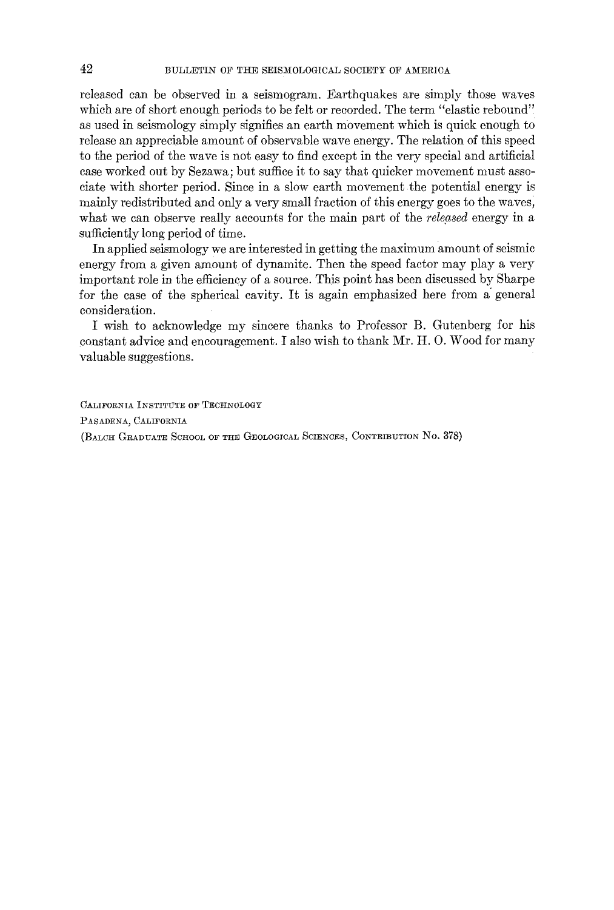released can be observed in a seismogram. Earthquakes are simply those waves which are of short enough periods to be felt or recorded. The term "elastic rebound" as used in seismology simply signifies an earth movement which is quick enough to release an appreciable amount of observable wave energy. The relation of this speed to the period of the wave is not easy to find except in the very special and artificial case worked out by Sezawa; but suffice it to say that quicker movement must associate with shorter period. Since in a slow earth movement the potential energy is mainly redistributed and only a very small fraction of this energy goes to the waves, what we can observe really accounts for the main part of the *released* energy in a sufficiently long period of time.

In applied seismology we are interested in getting the maximum amount of seismic energy from a given amount of dynamite. Then the speed factor may play a very important role in the efficiency of a source. This point has been discussed by Sharpe for the case of the spherical cavity. It is again emphasized here from a general consideration.

I wish to acknowledge my sincere thanks to Professor B. Gutenberg for his constant advice and encouragement. I also wish to thank Mr. H. O. Wood for many valuable suggestions.

California Institute of Technology
Pasadena, California
(Balch Graduate School of the Geological Sciences, Contribution No. 378)